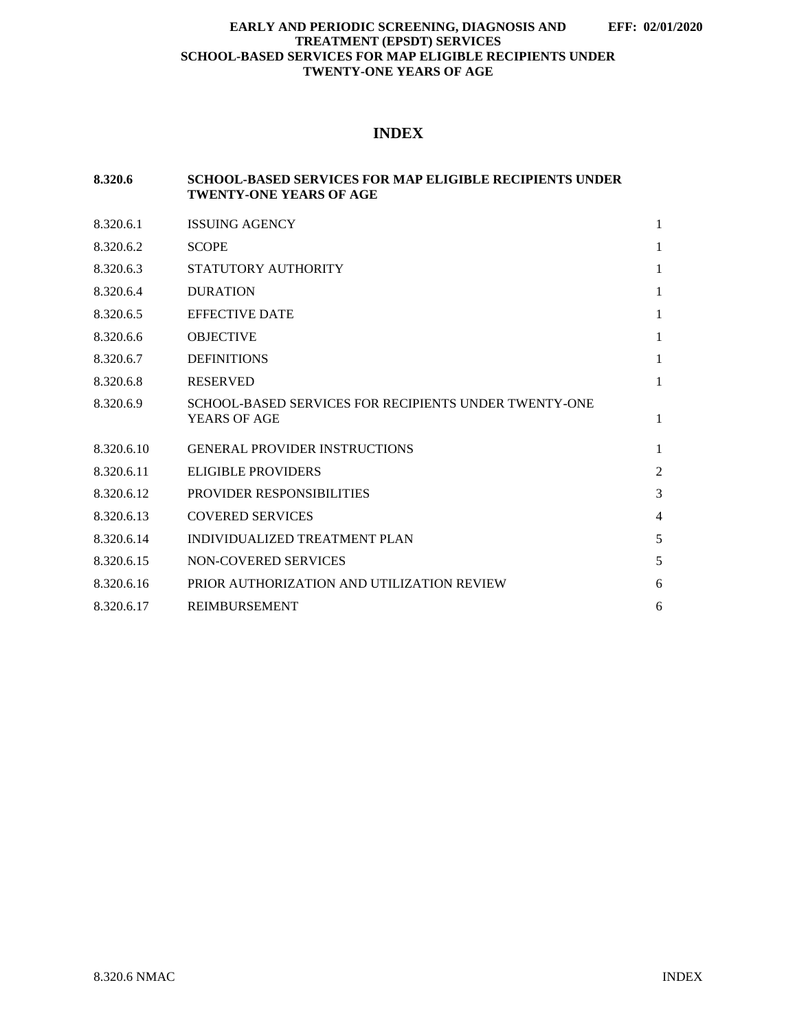# INDEX

| | | |
|---|---|---|
| **8.320.6** | **SCHOOL-BASED SERVICES FOR MAP ELIGIBLE RECIPIENTS UNDER TWENTY-ONE YEARS OF AGE** | |
| 8.320.6.1 | ISSUING AGENCY | 1 |
| 8.320.6.2 | SCOPE | 1 |
| 8.320.6.3 | STATUTORY AUTHORITY | 1 |
| 8.320.6.4 | DURATION | 1 |
| 8.320.6.5 | EFFECTIVE DATE | 1 |
| 8.320.6.6 | OBJECTIVE | 1 |
| 8.320.6.7 | DEFINITIONS | 1 |
| 8.320.6.8 | RESERVED | 1 |
| 8.320.6.9 | SCHOOL-BASED SERVICES FOR RECIPIENTS UNDER TWENTY-ONE YEARS OF AGE | 1 |
| 8.320.6.10 | GENERAL PROVIDER INSTRUCTIONS | 1 |
| 8.320.6.11 | ELIGIBLE PROVIDERS | 2 |
| 8.320.6.12 | PROVIDER RESPONSIBILITIES | 3 |
| 8.320.6.13 | COVERED SERVICES | 4 |
| 8.320.6.14 | INDIVIDUALIZED TREATMENT PLAN | 5 |
| 8.320.6.15 | NON-COVERED SERVICES | 5 |
| 8.320.6.16 | PRIOR AUTHORIZATION AND UTILIZATION REVIEW | 6 |
| 8.320.6.17 | REIMBURSEMENT | 6 |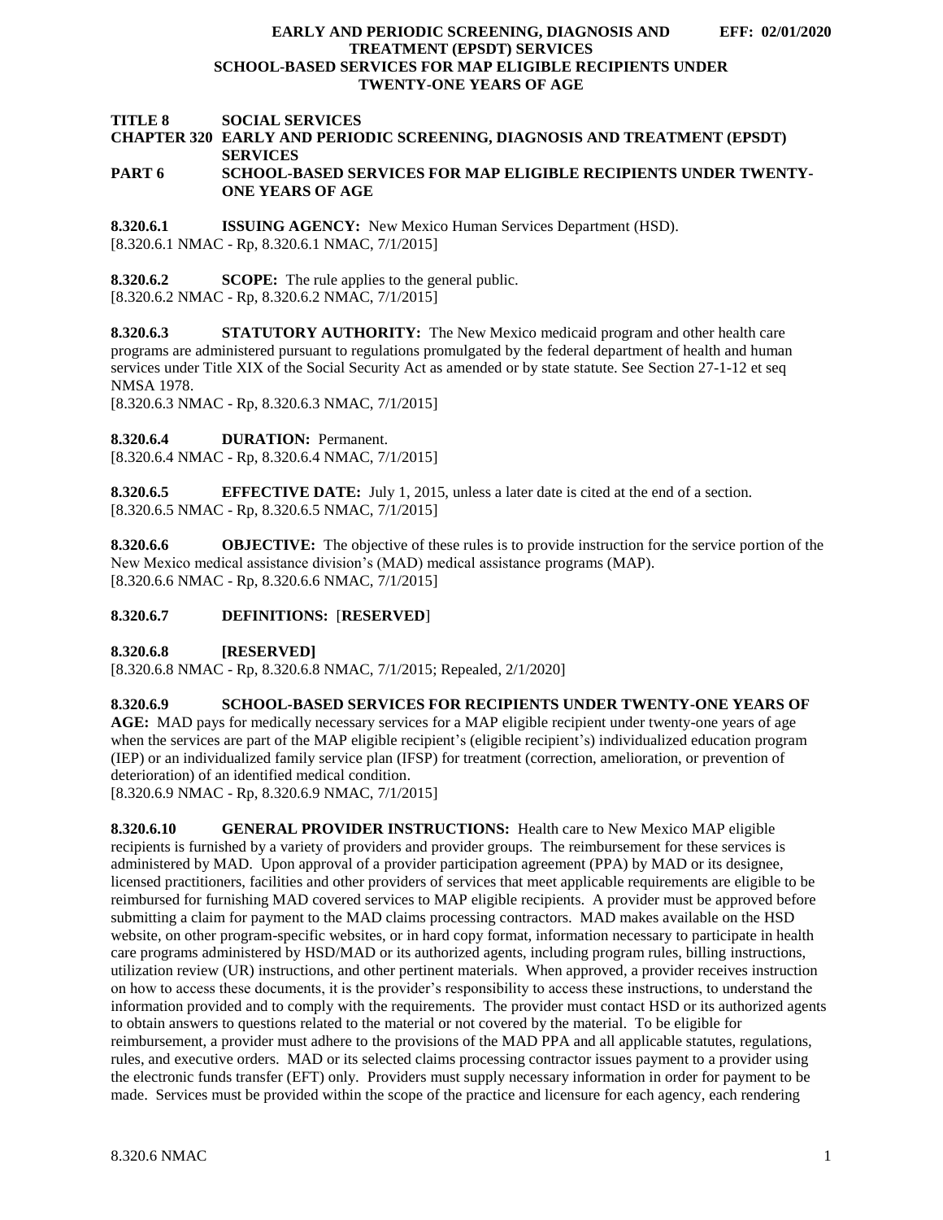**TITLE 8 SOCIAL SERVICES**
**CHAPTER 320 EARLY AND PERIODIC SCREENING, DIAGNOSIS AND TREATMENT (EPSDT) SERVICES**
**PART 6 SCHOOL-BASED SERVICES FOR MAP ELIGIBLE RECIPIENTS UNDER TWENTY-ONE YEARS OF AGE**

**8.320.6.1 ISSUING AGENCY:** New Mexico Human Services Department (HSD).
[8.320.6.1 NMAC - Rp, 8.320.6.1 NMAC, 7/1/2015]

**8.320.6.2 SCOPE:** The rule applies to the general public.
[8.320.6.2 NMAC - Rp, 8.320.6.2 NMAC, 7/1/2015]

**8.320.6.3 STATUTORY AUTHORITY:** The New Mexico medicaid program and other health care programs are administered pursuant to regulations promulgated by the federal department of health and human services under Title XIX of the Social Security Act as amended or by state statute. See Section 27-1-12 et seq NMSA 1978.
[8.320.6.3 NMAC - Rp, 8.320.6.3 NMAC, 7/1/2015]

**8.320.6.4 DURATION:** Permanent.
[8.320.6.4 NMAC - Rp, 8.320.6.4 NMAC, 7/1/2015]

**8.320.6.5 EFFECTIVE DATE:** July 1, 2015, unless a later date is cited at the end of a section.
[8.320.6.5 NMAC - Rp, 8.320.6.5 NMAC, 7/1/2015]

**8.320.6.6 OBJECTIVE:** The objective of these rules is to provide instruction for the service portion of the New Mexico medical assistance division's (MAD) medical assistance programs (MAP).
[8.320.6.6 NMAC - Rp, 8.320.6.6 NMAC, 7/1/2015]

**8.320.6.7 DEFINITIONS:** [**RESERVED**]

**8.320.6.8 [RESERVED]**
[8.320.6.8 NMAC - Rp, 8.320.6.8 NMAC, 7/1/2015; Repealed, 2/1/2020]

**8.320.6.9 SCHOOL-BASED SERVICES FOR RECIPIENTS UNDER TWENTY-ONE YEARS OF AGE:** MAD pays for medically necessary services for a MAP eligible recipient under twenty-one years of age when the services are part of the MAP eligible recipient's (eligible recipient's) individualized education program (IEP) or an individualized family service plan (IFSP) for treatment (correction, amelioration, or prevention of deterioration) of an identified medical condition.
[8.320.6.9 NMAC - Rp, 8.320.6.9 NMAC, 7/1/2015]

**8.320.6.10 GENERAL PROVIDER INSTRUCTIONS:** Health care to New Mexico MAP eligible recipients is furnished by a variety of providers and provider groups. The reimbursement for these services is administered by MAD. Upon approval of a provider participation agreement (PPA) by MAD or its designee, licensed practitioners, facilities and other providers of services that meet applicable requirements are eligible to be reimbursed for furnishing MAD covered services to MAP eligible recipients. A provider must be approved before submitting a claim for payment to the MAD claims processing contractors. MAD makes available on the HSD website, on other program-specific websites, or in hard copy format, information necessary to participate in health care programs administered by HSD/MAD or its authorized agents, including program rules, billing instructions, utilization review (UR) instructions, and other pertinent materials. When approved, a provider receives instruction on how to access these documents, it is the provider's responsibility to access these instructions, to understand the information provided and to comply with the requirements. The provider must contact HSD or its authorized agents to obtain answers to questions related to the material or not covered by the material. To be eligible for reimbursement, a provider must adhere to the provisions of the MAD PPA and all applicable statutes, regulations, rules, and executive orders. MAD or its selected claims processing contractor issues payment to a provider using the electronic funds transfer (EFT) only. Providers must supply necessary information in order for payment to be made. Services must be provided within the scope of the practice and licensure for each agency, each rendering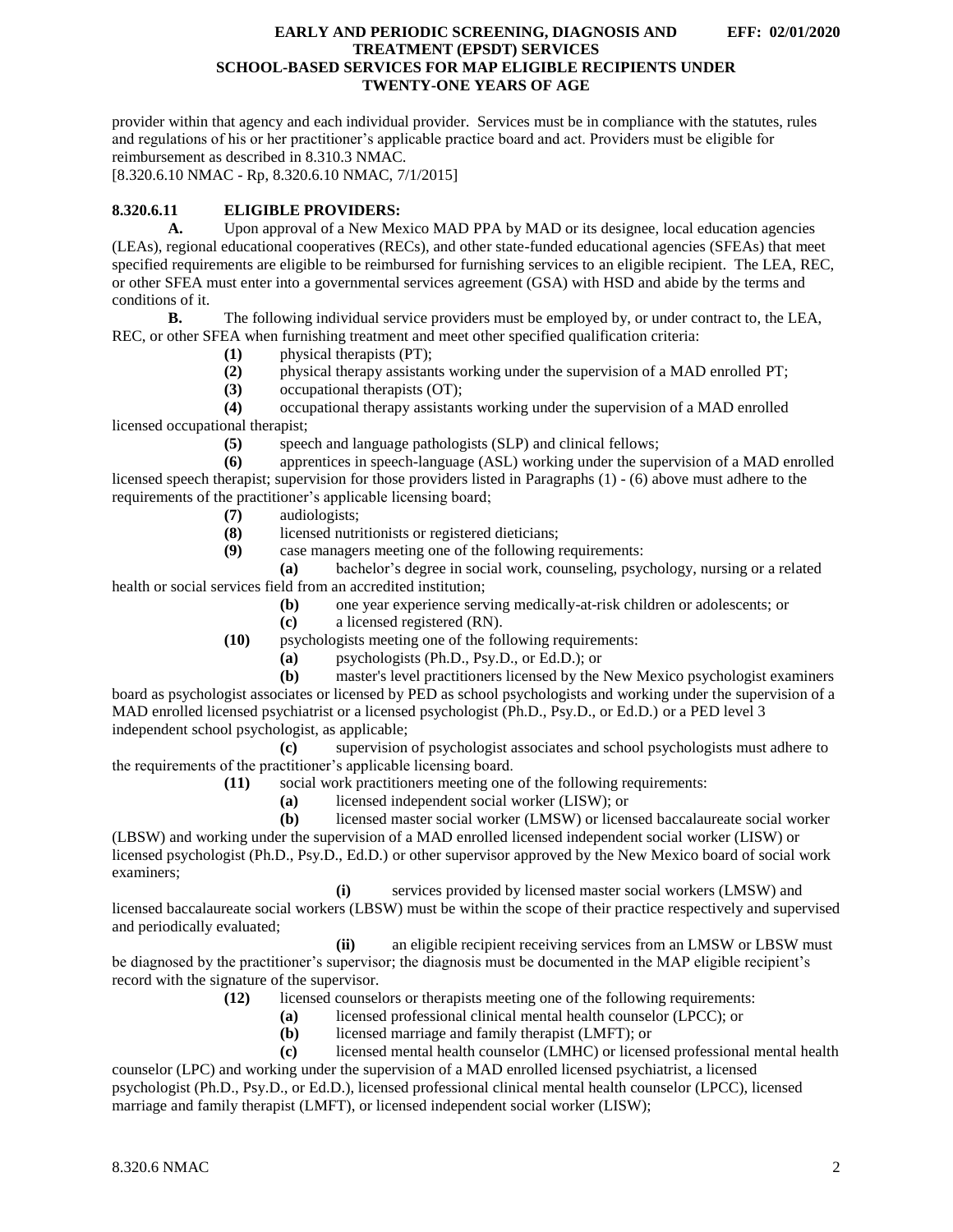provider within that agency and each individual provider. Services must be in compliance with the statutes, rules and regulations of his or her practitioner's applicable practice board and act. Providers must be eligible for reimbursement as described in 8.310.3 NMAC.
[8.320.6.10 NMAC - Rp, 8.320.6.10 NMAC, 7/1/2015]

**8.320.6.11 ELIGIBLE PROVIDERS:**

**A.** Upon approval of a New Mexico MAD PPA by MAD or its designee, local education agencies (LEAs), regional educational cooperatives (RECs), and other state-funded educational agencies (SFEAs) that meet specified requirements are eligible to be reimbursed for furnishing services to an eligible recipient. The LEA, REC, or other SFEA must enter into a governmental services agreement (GSA) with HSD and abide by the terms and conditions of it.

**B.** The following individual service providers must be employed by, or under contract to, the LEA, REC, or other SFEA when furnishing treatment and meet other specified qualification criteria:

**(1)** physical therapists (PT);

**(2)** physical therapy assistants working under the supervision of a MAD enrolled PT;

**(3)** occupational therapists (OT);

**(4)** occupational therapy assistants working under the supervision of a MAD enrolled licensed occupational therapist;

**(5)** speech and language pathologists (SLP) and clinical fellows;

**(6)** apprentices in speech-language (ASL) working under the supervision of a MAD enrolled licensed speech therapist; supervision for those providers listed in Paragraphs (1) - (6) above must adhere to the requirements of the practitioner's applicable licensing board;

**(7)** audiologists;

**(8)** licensed nutritionists or registered dieticians;

**(9)** case managers meeting one of the following requirements:

**(a)** bachelor's degree in social work, counseling, psychology, nursing or a related health or social services field from an accredited institution;

**(b)** one year experience serving medically-at-risk children or adolescents; or

**(c)** a licensed registered (RN).

**(10)** psychologists meeting one of the following requirements:

**(a)** psychologists (Ph.D., Psy.D., or Ed.D.); or

**(b)** master's level practitioners licensed by the New Mexico psychologist examiners board as psychologist associates or licensed by PED as school psychologists and working under the supervision of a MAD enrolled licensed psychiatrist or a licensed psychologist (Ph.D., Psy.D., or Ed.D.) or a PED level 3 independent school psychologist, as applicable;

**(c)** supervision of psychologist associates and school psychologists must adhere to the requirements of the practitioner's applicable licensing board.

**(11)** social work practitioners meeting one of the following requirements:

**(a)** licensed independent social worker (LISW); or

**(b)** licensed master social worker (LMSW) or licensed baccalaureate social worker (LBSW) and working under the supervision of a MAD enrolled licensed independent social worker (LISW) or licensed psychologist (Ph.D., Psy.D., Ed.D.) or other supervisor approved by the New Mexico board of social work examiners;

**(i)** services provided by licensed master social workers (LMSW) and licensed baccalaureate social workers (LBSW) must be within the scope of their practice respectively and supervised and periodically evaluated;

**(ii)** an eligible recipient receiving services from an LMSW or LBSW must be diagnosed by the practitioner's supervisor; the diagnosis must be documented in the MAP eligible recipient's record with the signature of the supervisor.

**(12)** licensed counselors or therapists meeting one of the following requirements:

**(a)** licensed professional clinical mental health counselor (LPCC); or

**(b)** licensed marriage and family therapist (LMFT); or

**(c)** licensed mental health counselor (LMHC) or licensed professional mental health counselor (LPC) and working under the supervision of a MAD enrolled licensed psychiatrist, a licensed psychologist (Ph.D., Psy.D., or Ed.D.), licensed professional clinical mental health counselor (LPCC), licensed marriage and family therapist (LMFT), or licensed independent social worker (LISW);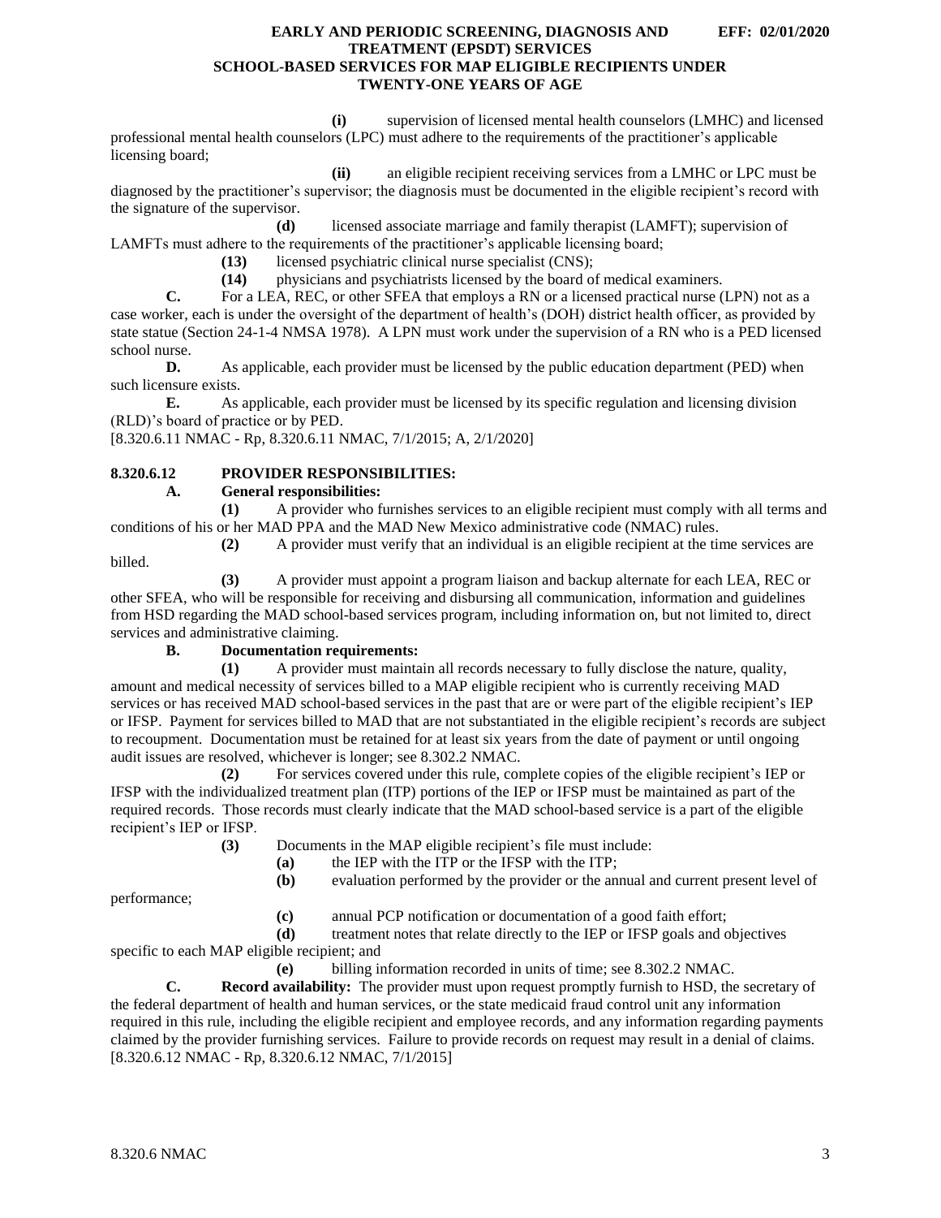**(i)** supervision of licensed mental health counselors (LMHC) and licensed professional mental health counselors (LPC) must adhere to the requirements of the practitioner's applicable licensing board;

**(ii)** an eligible recipient receiving services from a LMHC or LPC must be diagnosed by the practitioner's supervisor; the diagnosis must be documented in the eligible recipient's record with the signature of the supervisor.

**(d)** licensed associate marriage and family therapist (LAMFT); supervision of LAMFTs must adhere to the requirements of the practitioner's applicable licensing board;

**(13)** licensed psychiatric clinical nurse specialist (CNS);

**(14)** physicians and psychiatrists licensed by the board of medical examiners.

**C.** For a LEA, REC, or other SFEA that employs a RN or a licensed practical nurse (LPN) not as a case worker, each is under the oversight of the department of health's (DOH) district health officer, as provided by state statue (Section 24-1-4 NMSA 1978). A LPN must work under the supervision of a RN who is a PED licensed school nurse.

**D.** As applicable, each provider must be licensed by the public education department (PED) when such licensure exists.

**E.** As applicable, each provider must be licensed by its specific regulation and licensing division (RLD)'s board of practice or by PED.

[8.320.6.11 NMAC - Rp, 8.320.6.11 NMAC, 7/1/2015; A, 2/1/2020]

## 8.320.6.12 PROVIDER RESPONSIBILITIES:

**A. General responsibilities:**

**(1)** A provider who furnishes services to an eligible recipient must comply with all terms and conditions of his or her MAD PPA and the MAD New Mexico administrative code (NMAC) rules.

**(2)** A provider must verify that an individual is an eligible recipient at the time services are billed.

**(3)** A provider must appoint a program liaison and backup alternate for each LEA, REC or other SFEA, who will be responsible for receiving and disbursing all communication, information and guidelines from HSD regarding the MAD school-based services program, including information on, but not limited to, direct services and administrative claiming.

**B. Documentation requirements:**

**(1)** A provider must maintain all records necessary to fully disclose the nature, quality, amount and medical necessity of services billed to a MAP eligible recipient who is currently receiving MAD services or has received MAD school-based services in the past that are or were part of the eligible recipient's IEP or IFSP. Payment for services billed to MAD that are not substantiated in the eligible recipient's records are subject to recoupment. Documentation must be retained for at least six years from the date of payment or until ongoing audit issues are resolved, whichever is longer; see 8.302.2 NMAC.

**(2)** For services covered under this rule, complete copies of the eligible recipient's IEP or IFSP with the individualized treatment plan (ITP) portions of the IEP or IFSP must be maintained as part of the required records. Those records must clearly indicate that the MAD school-based service is a part of the eligible recipient's IEP or IFSP.

**(3)** Documents in the MAP eligible recipient's file must include:

**(a)** the IEP with the ITP or the IFSP with the ITP;

**(b)** evaluation performed by the provider or the annual and current present level of performance;

**(c)** annual PCP notification or documentation of a good faith effort;

**(d)** treatment notes that relate directly to the IEP or IFSP goals and objectives specific to each MAP eligible recipient; and

**(e)** billing information recorded in units of time; see 8.302.2 NMAC.

**C. Record availability:** The provider must upon request promptly furnish to HSD, the secretary of the federal department of health and human services, or the state medicaid fraud control unit any information required in this rule, including the eligible recipient and employee records, and any information regarding payments claimed by the provider furnishing services. Failure to provide records on request may result in a denial of claims.

[8.320.6.12 NMAC - Rp, 8.320.6.12 NMAC, 7/1/2015]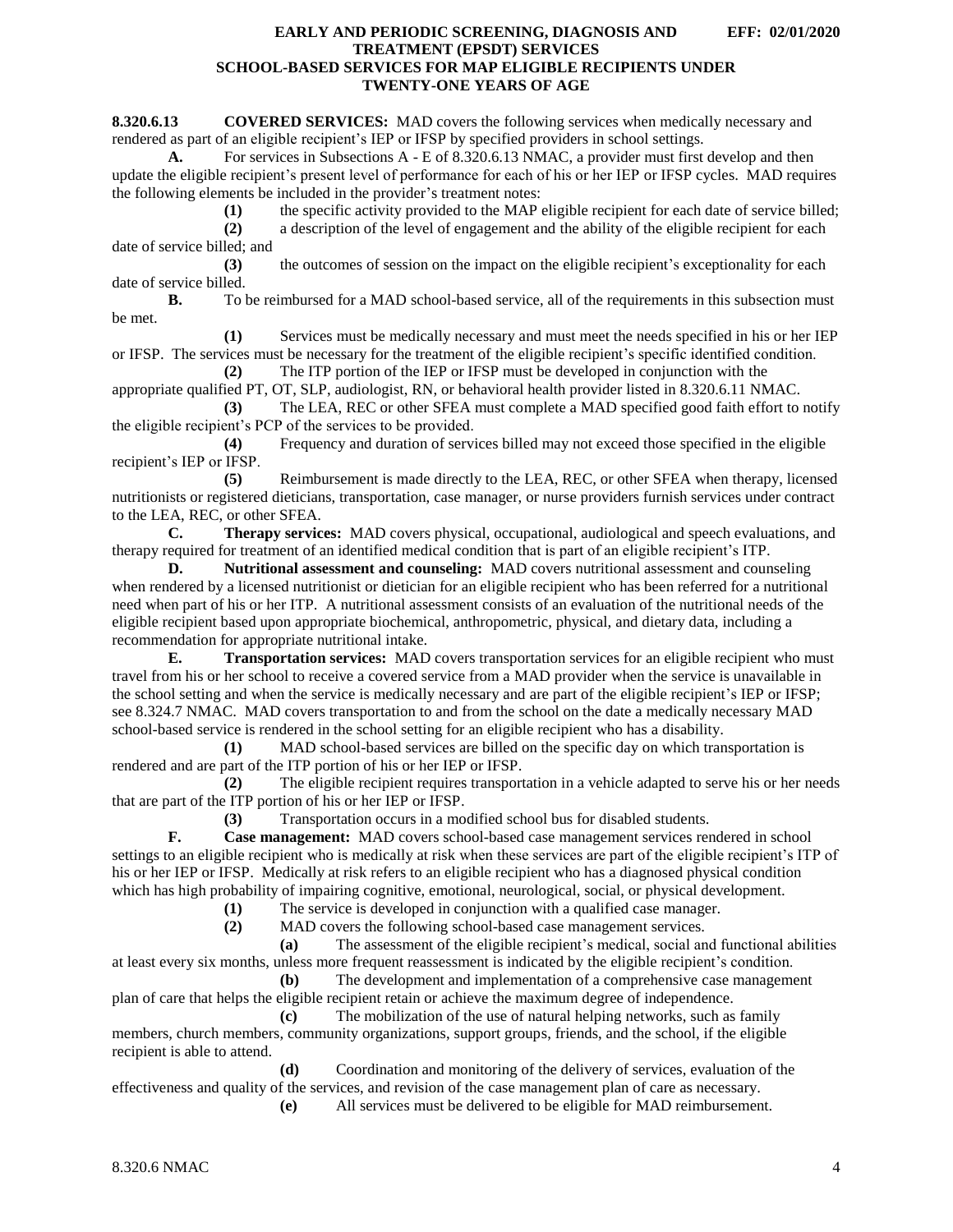**8.320.6.13 COVERED SERVICES:** MAD covers the following services when medically necessary and rendered as part of an eligible recipient's IEP or IFSP by specified providers in school settings.

**A.** For services in Subsections A - E of 8.320.6.13 NMAC, a provider must first develop and then update the eligible recipient's present level of performance for each of his or her IEP or IFSP cycles. MAD requires the following elements be included in the provider's treatment notes:

**(1)** the specific activity provided to the MAP eligible recipient for each date of service billed;

**(2)** a description of the level of engagement and the ability of the eligible recipient for each date of service billed; and

**(3)** the outcomes of session on the impact on the eligible recipient's exceptionality for each date of service billed.

**B.** To be reimbursed for a MAD school-based service, all of the requirements in this subsection must be met.

**(1)** Services must be medically necessary and must meet the needs specified in his or her IEP or IFSP. The services must be necessary for the treatment of the eligible recipient's specific identified condition.

**(2)** The ITP portion of the IEP or IFSP must be developed in conjunction with the appropriate qualified PT, OT, SLP, audiologist, RN, or behavioral health provider listed in 8.320.6.11 NMAC.

**(3)** The LEA, REC or other SFEA must complete a MAD specified good faith effort to notify the eligible recipient's PCP of the services to be provided.

**(4)** Frequency and duration of services billed may not exceed those specified in the eligible recipient's IEP or IFSP.

**(5)** Reimbursement is made directly to the LEA, REC, or other SFEA when therapy, licensed nutritionists or registered dieticians, transportation, case manager, or nurse providers furnish services under contract to the LEA, REC, or other SFEA.

**C. Therapy services:** MAD covers physical, occupational, audiological and speech evaluations, and therapy required for treatment of an identified medical condition that is part of an eligible recipient's ITP.

**D. Nutritional assessment and counseling:** MAD covers nutritional assessment and counseling when rendered by a licensed nutritionist or dietician for an eligible recipient who has been referred for a nutritional need when part of his or her ITP. A nutritional assessment consists of an evaluation of the nutritional needs of the eligible recipient based upon appropriate biochemical, anthropometric, physical, and dietary data, including a recommendation for appropriate nutritional intake.

**E. Transportation services:** MAD covers transportation services for an eligible recipient who must travel from his or her school to receive a covered service from a MAD provider when the service is unavailable in the school setting and when the service is medically necessary and are part of the eligible recipient's IEP or IFSP; see 8.324.7 NMAC. MAD covers transportation to and from the school on the date a medically necessary MAD school-based service is rendered in the school setting for an eligible recipient who has a disability.

**(1)** MAD school-based services are billed on the specific day on which transportation is rendered and are part of the ITP portion of his or her IEP or IFSP.

**(2)** The eligible recipient requires transportation in a vehicle adapted to serve his or her needs that are part of the ITP portion of his or her IEP or IFSP.

**(3)** Transportation occurs in a modified school bus for disabled students.

**F. Case management:** MAD covers school-based case management services rendered in school settings to an eligible recipient who is medically at risk when these services are part of the eligible recipient's ITP of his or her IEP or IFSP. Medically at risk refers to an eligible recipient who has a diagnosed physical condition which has high probability of impairing cognitive, emotional, neurological, social, or physical development.

**(1)** The service is developed in conjunction with a qualified case manager.

**(2)** MAD covers the following school-based case management services.

**(a)** The assessment of the eligible recipient's medical, social and functional abilities at least every six months, unless more frequent reassessment is indicated by the eligible recipient's condition.

**(b)** The development and implementation of a comprehensive case management plan of care that helps the eligible recipient retain or achieve the maximum degree of independence.

**(c)** The mobilization of the use of natural helping networks, such as family members, church members, community organizations, support groups, friends, and the school, if the eligible recipient is able to attend.

**(d)** Coordination and monitoring of the delivery of services, evaluation of the effectiveness and quality of the services, and revision of the case management plan of care as necessary.

**(e)** All services must be delivered to be eligible for MAD reimbursement.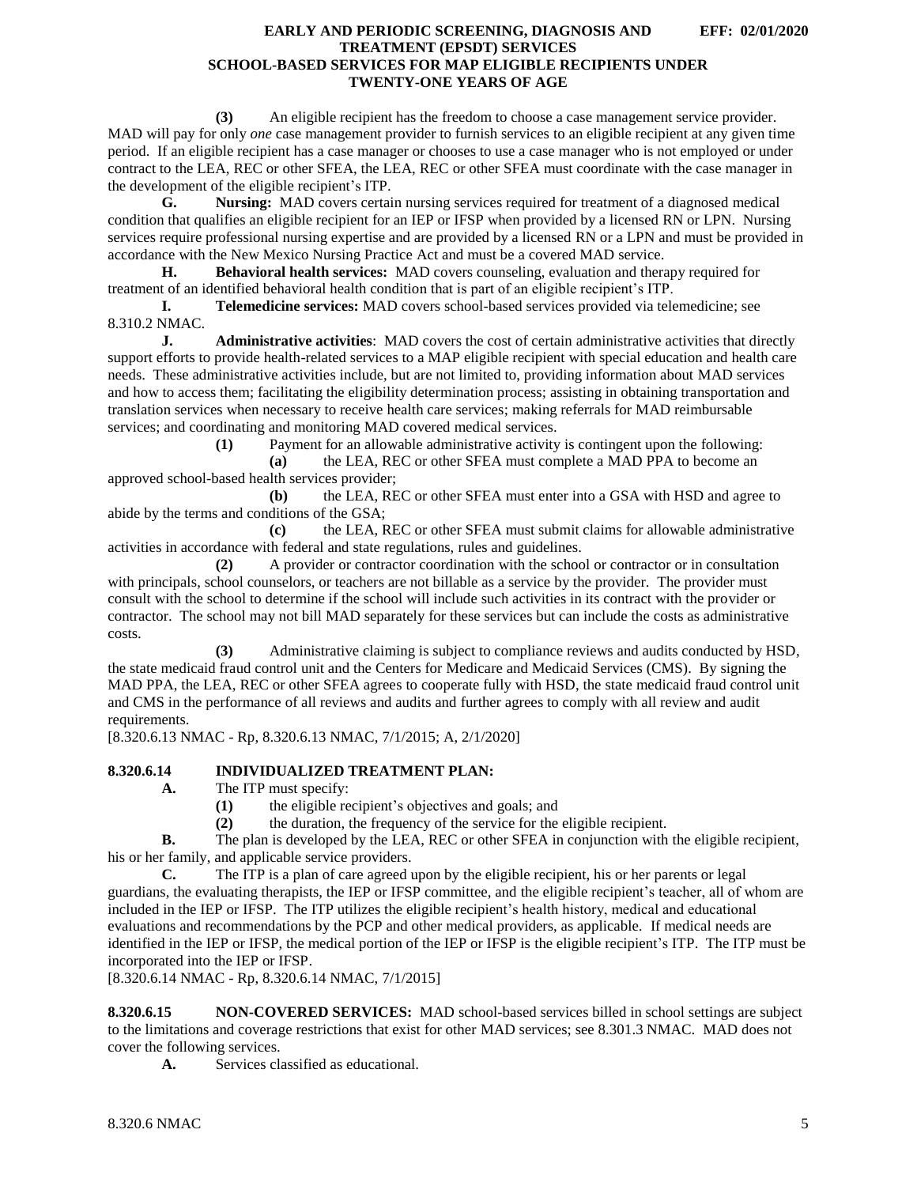**(3)** An eligible recipient has the freedom to choose a case management service provider. MAD will pay for only *one* case management provider to furnish services to an eligible recipient at any given time period. If an eligible recipient has a case manager or chooses to use a case manager who is not employed or under contract to the LEA, REC or other SFEA, the LEA, REC or other SFEA must coordinate with the case manager in the development of the eligible recipient's ITP.

**G. Nursing:** MAD covers certain nursing services required for treatment of a diagnosed medical condition that qualifies an eligible recipient for an IEP or IFSP when provided by a licensed RN or LPN. Nursing services require professional nursing expertise and are provided by a licensed RN or a LPN and must be provided in accordance with the New Mexico Nursing Practice Act and must be a covered MAD service.

**H. Behavioral health services:** MAD covers counseling, evaluation and therapy required for treatment of an identified behavioral health condition that is part of an eligible recipient's ITP.

**I. Telemedicine services:** MAD covers school-based services provided via telemedicine; see 8.310.2 NMAC.

**J. Administrative activities**: MAD covers the cost of certain administrative activities that directly support efforts to provide health-related services to a MAP eligible recipient with special education and health care needs. These administrative activities include, but are not limited to, providing information about MAD services and how to access them; facilitating the eligibility determination process; assisting in obtaining transportation and translation services when necessary to receive health care services; making referrals for MAD reimbursable services; and coordinating and monitoring MAD covered medical services.

**(1)** Payment for an allowable administrative activity is contingent upon the following:

**(a)** the LEA, REC or other SFEA must complete a MAD PPA to become an approved school-based health services provider;

**(b)** the LEA, REC or other SFEA must enter into a GSA with HSD and agree to abide by the terms and conditions of the GSA;

**(c)** the LEA, REC or other SFEA must submit claims for allowable administrative activities in accordance with federal and state regulations, rules and guidelines.

**(2)** A provider or contractor coordination with the school or contractor or in consultation with principals, school counselors, or teachers are not billable as a service by the provider. The provider must consult with the school to determine if the school will include such activities in its contract with the provider or contractor. The school may not bill MAD separately for these services but can include the costs as administrative costs.

**(3)** Administrative claiming is subject to compliance reviews and audits conducted by HSD, the state medicaid fraud control unit and the Centers for Medicare and Medicaid Services (CMS). By signing the MAD PPA, the LEA, REC or other SFEA agrees to cooperate fully with HSD, the state medicaid fraud control unit and CMS in the performance of all reviews and audits and further agrees to comply with all review and audit requirements.

[8.320.6.13 NMAC - Rp, 8.320.6.13 NMAC, 7/1/2015; A, 2/1/2020]

**8.320.6.14 INDIVIDUALIZED TREATMENT PLAN:**

**A.** The ITP must specify:

**(1)** the eligible recipient's objectives and goals; and

**(2)** the duration, the frequency of the service for the eligible recipient.

**B.** The plan is developed by the LEA, REC or other SFEA in conjunction with the eligible recipient, his or her family, and applicable service providers.

**C.** The ITP is a plan of care agreed upon by the eligible recipient, his or her parents or legal guardians, the evaluating therapists, the IEP or IFSP committee, and the eligible recipient's teacher, all of whom are included in the IEP or IFSP. The ITP utilizes the eligible recipient's health history, medical and educational evaluations and recommendations by the PCP and other medical providers, as applicable. If medical needs are identified in the IEP or IFSP, the medical portion of the IEP or IFSP is the eligible recipient's ITP. The ITP must be incorporated into the IEP or IFSP.

[8.320.6.14 NMAC - Rp, 8.320.6.14 NMAC, 7/1/2015]

**8.320.6.15 NON-COVERED SERVICES:** MAD school-based services billed in school settings are subject to the limitations and coverage restrictions that exist for other MAD services; see 8.301.3 NMAC. MAD does not cover the following services.

**A.** Services classified as educational.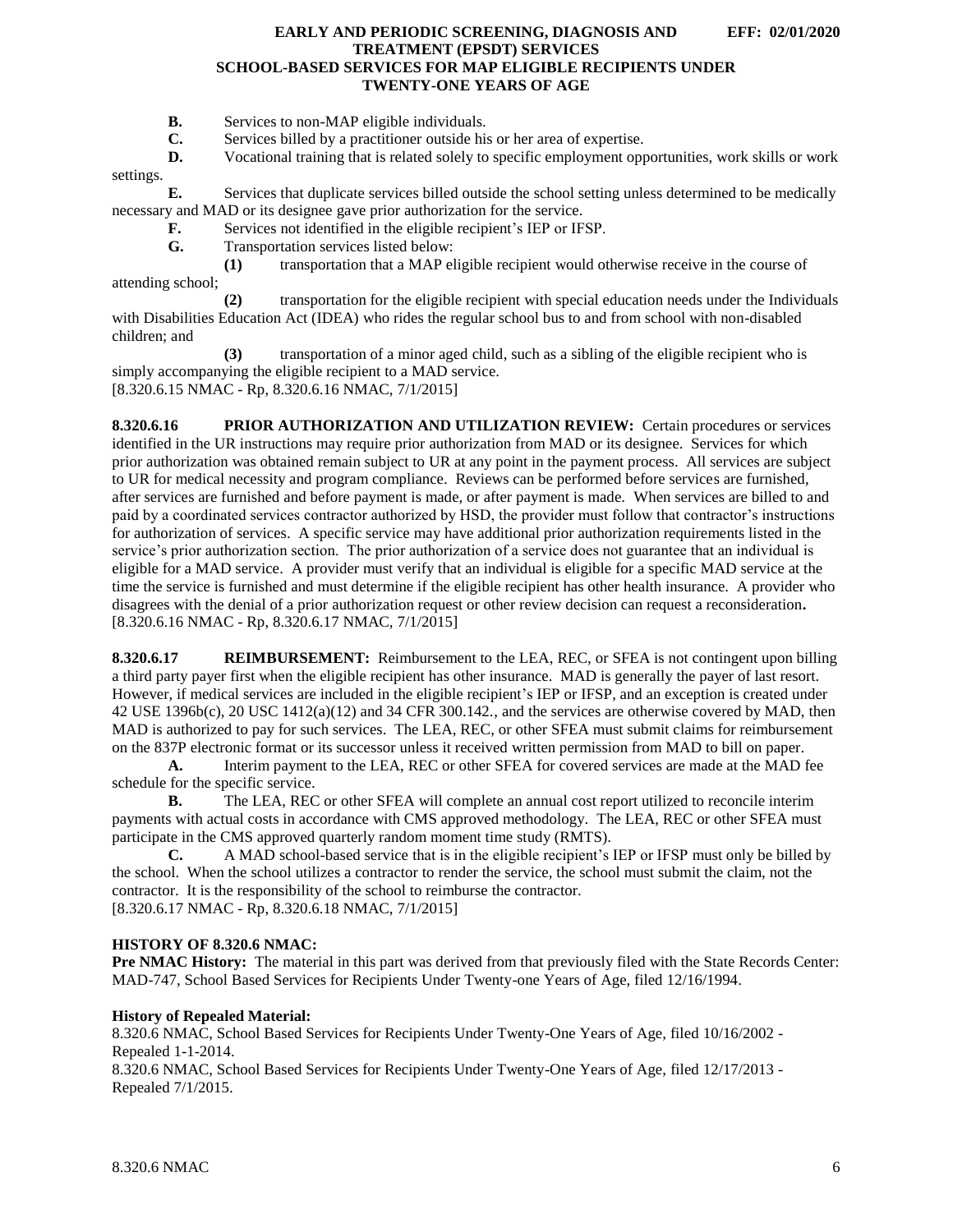**B.** Services to non-MAP eligible individuals.

**C.** Services billed by a practitioner outside his or her area of expertise.

**D.** Vocational training that is related solely to specific employment opportunities, work skills or work settings.

**E.** Services that duplicate services billed outside the school setting unless determined to be medically necessary and MAD or its designee gave prior authorization for the service.

**F.** Services not identified in the eligible recipient's IEP or IFSP.

**G.** Transportation services listed below:

**(1)** transportation that a MAP eligible recipient would otherwise receive in the course of attending school;

**(2)** transportation for the eligible recipient with special education needs under the Individuals with Disabilities Education Act (IDEA) who rides the regular school bus to and from school with non-disabled children; and

**(3)** transportation of a minor aged child, such as a sibling of the eligible recipient who is simply accompanying the eligible recipient to a MAD service.

[8.320.6.15 NMAC - Rp, 8.320.6.16 NMAC, 7/1/2015]

**8.320.6.16 PRIOR AUTHORIZATION AND UTILIZATION REVIEW:** Certain procedures or services identified in the UR instructions may require prior authorization from MAD or its designee. Services for which prior authorization was obtained remain subject to UR at any point in the payment process. All services are subject to UR for medical necessity and program compliance. Reviews can be performed before services are furnished, after services are furnished and before payment is made, or after payment is made. When services are billed to and paid by a coordinated services contractor authorized by HSD, the provider must follow that contractor's instructions for authorization of services. A specific service may have additional prior authorization requirements listed in the service's prior authorization section. The prior authorization of a service does not guarantee that an individual is eligible for a MAD service. A provider must verify that an individual is eligible for a specific MAD service at the time the service is furnished and must determine if the eligible recipient has other health insurance. A provider who disagrees with the denial of a prior authorization request or other review decision can request a reconsideration**.**

[8.320.6.16 NMAC - Rp, 8.320.6.17 NMAC, 7/1/2015]

**8.320.6.17 REIMBURSEMENT:** Reimbursement to the LEA, REC, or SFEA is not contingent upon billing a third party payer first when the eligible recipient has other insurance. MAD is generally the payer of last resort. However, if medical services are included in the eligible recipient's IEP or IFSP, and an exception is created under 42 USE 1396b(c), 20 USC 1412(a)(12) and 34 CFR 300.142., and the services are otherwise covered by MAD, then MAD is authorized to pay for such services. The LEA, REC, or other SFEA must submit claims for reimbursement on the 837P electronic format or its successor unless it received written permission from MAD to bill on paper.

**A.** Interim payment to the LEA, REC or other SFEA for covered services are made at the MAD fee schedule for the specific service.

**B.** The LEA, REC or other SFEA will complete an annual cost report utilized to reconcile interim payments with actual costs in accordance with CMS approved methodology. The LEA, REC or other SFEA must participate in the CMS approved quarterly random moment time study (RMTS).

**C.** A MAD school-based service that is in the eligible recipient's IEP or IFSP must only be billed by the school. When the school utilizes a contractor to render the service, the school must submit the claim, not the contractor. It is the responsibility of the school to reimburse the contractor.

[8.320.6.17 NMAC - Rp, 8.320.6.18 NMAC, 7/1/2015]

**HISTORY OF 8.320.6 NMAC:**

**Pre NMAC History:** The material in this part was derived from that previously filed with the State Records Center: MAD-747, School Based Services for Recipients Under Twenty-one Years of Age, filed 12/16/1994.

**History of Repealed Material:**

8.320.6 NMAC, School Based Services for Recipients Under Twenty-One Years of Age, filed 10/16/2002 - Repealed 1-1-2014.

8.320.6 NMAC, School Based Services for Recipients Under Twenty-One Years of Age, filed 12/17/2013 - Repealed 7/1/2015.